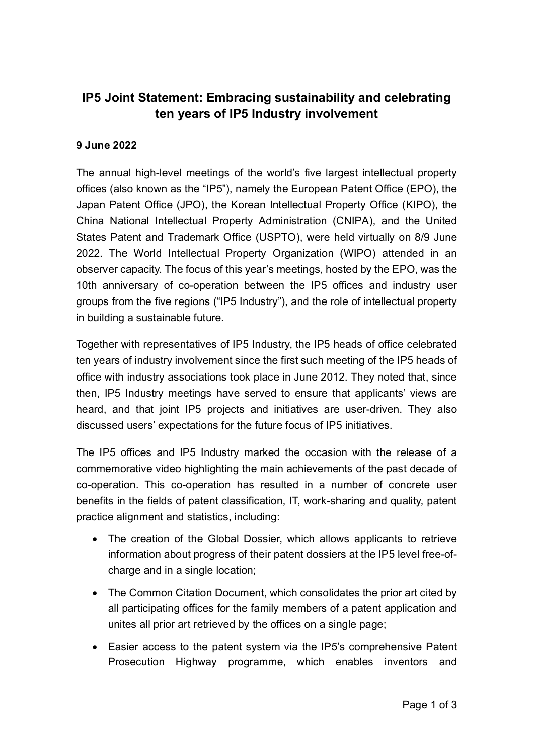# IP5 Joint Statement: Embracing sustainability and celebrating ten years of IP5 Industry involvement

**9 June 2022**

The annual high-level meetings of the world's five largest intellectual property offices (also known as the "IP5"), namely the European Patent Office (EPO), the Japan Patent Office (JPO), the Korean Intellectual Property Office (KIPO), the China National Intellectual Property Administration (CNIPA), and the United States Patent and Trademark Office (USPTO), were held virtually on 8/9 June 2022. The World Intellectual Property Organization (WIPO) attended in an observer capacity. The focus of this year's meetings, hosted by the EPO, was the 10th anniversary of co-operation between the IP5 offices and industry user groups from the five regions ("IP5 Industry"), and the role of intellectual property in building a sustainable future.

Together with representatives of IP5 Industry, the IP5 heads of office celebrated ten years of industry involvement since the first such meeting of the IP5 heads of office with industry associations took place in June 2012. They noted that, since then, IP5 Industry meetings have served to ensure that applicants' views are heard, and that joint IP5 projects and initiatives are user-driven. They also discussed users' expectations for the future focus of IP5 initiatives.

The IP5 offices and IP5 Industry marked the occasion with the release of a commemorative video highlighting the main achievements of the past decade of co-operation. This co-operation has resulted in a number of concrete user benefits in the fields of patent classification, IT, work-sharing and quality, patent practice alignment and statistics, including:

- The creation of the Global Dossier, which allows applicants to retrieve information about progress of their patent dossiers at the IP5 level free-of-charge and in a single location;
- The Common Citation Document, which consolidates the prior art cited by all participating offices for the family members of a patent application and unites all prior art retrieved by the offices on a single page;
- Easier access to the patent system via the IP5's comprehensive Patent Prosecution Highway programme, which enables inventors and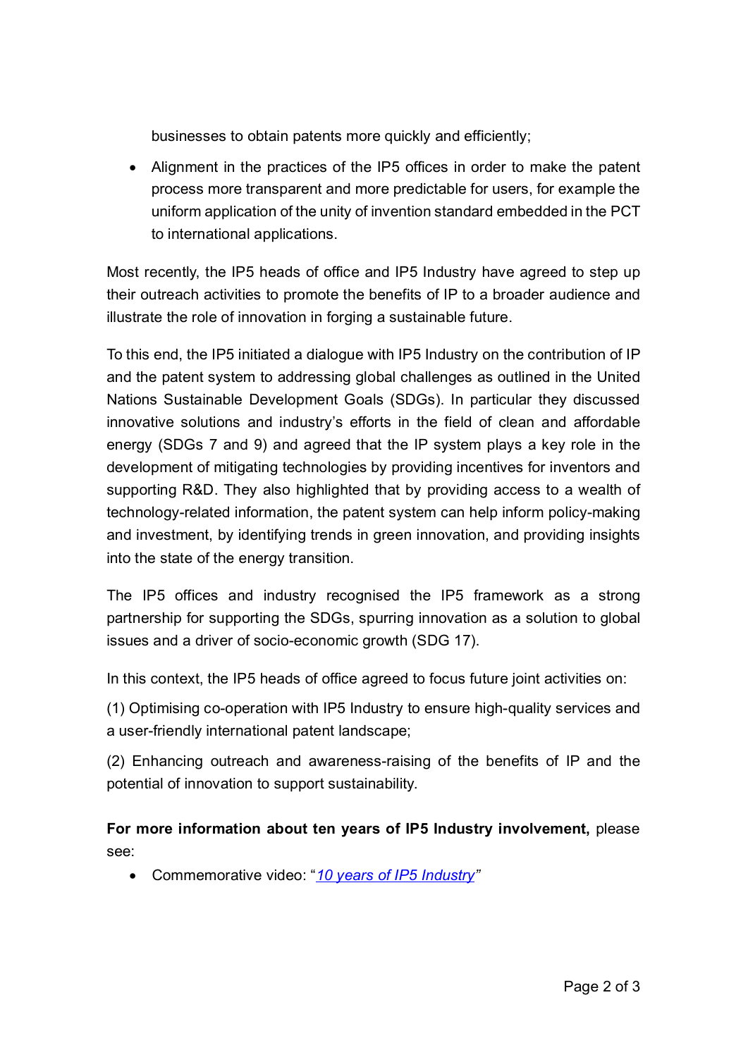businesses to obtain patents more quickly and efficiently;

- Alignment in the practices of the IP5 offices in order to make the patent process more transparent and more predictable for users, for example the uniform application of the unity of invention standard embedded in the PCT to international applications.

Most recently, the IP5 heads of office and IP5 Industry have agreed to step up their outreach activities to promote the benefits of IP to a broader audience and illustrate the role of innovation in forging a sustainable future.

To this end, the IP5 initiated a dialogue with IP5 Industry on the contribution of IP and the patent system to addressing global challenges as outlined in the United Nations Sustainable Development Goals (SDGs). In particular they discussed innovative solutions and industry's efforts in the field of clean and affordable energy (SDGs 7 and 9) and agreed that the IP system plays a key role in the development of mitigating technologies by providing incentives for inventors and supporting R&D. They also highlighted that by providing access to a wealth of technology-related information, the patent system can help inform policy-making and investment, by identifying trends in green innovation, and providing insights into the state of the energy transition.

The IP5 offices and industry recognised the IP5 framework as a strong partnership for supporting the SDGs, spurring innovation as a solution to global issues and a driver of socio-economic growth (SDG 17).

In this context, the IP5 heads of office agreed to focus future joint activities on:

(1) Optimising co-operation with IP5 Industry to ensure high-quality services and a user-friendly international patent landscape;

(2) Enhancing outreach and awareness-raising of the benefits of IP and the potential of innovation to support sustainability.

**For more information about ten years of IP5 Industry involvement,** please see:

- Commemorative video: "*10 years of IP5 Industry*"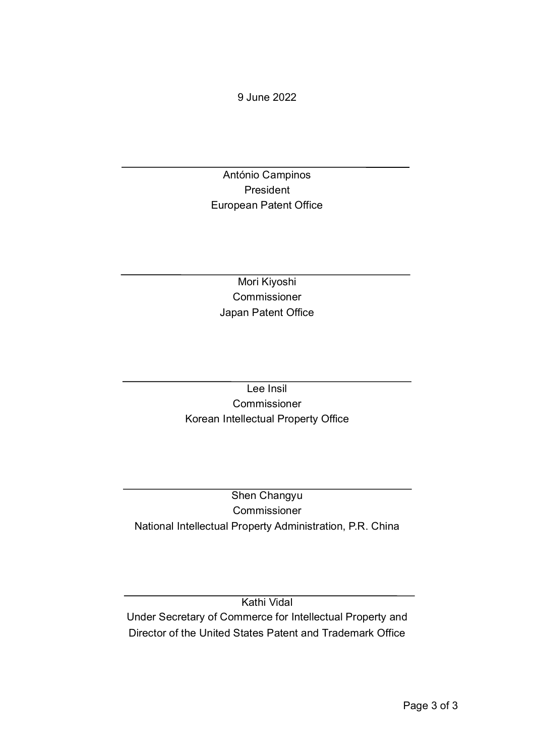9 June 2022

---

António Campinos
President
European Patent Office

---

Mori Kiyoshi
Commissioner
Japan Patent Office

---

Lee Insil
Commissioner
Korean Intellectual Property Office

---

Shen Changyu
Commissioner
National Intellectual Property Administration, P.R. China

---

Kathi Vidal
Under Secretary of Commerce for Intellectual Property and Director of the United States Patent and Trademark Office